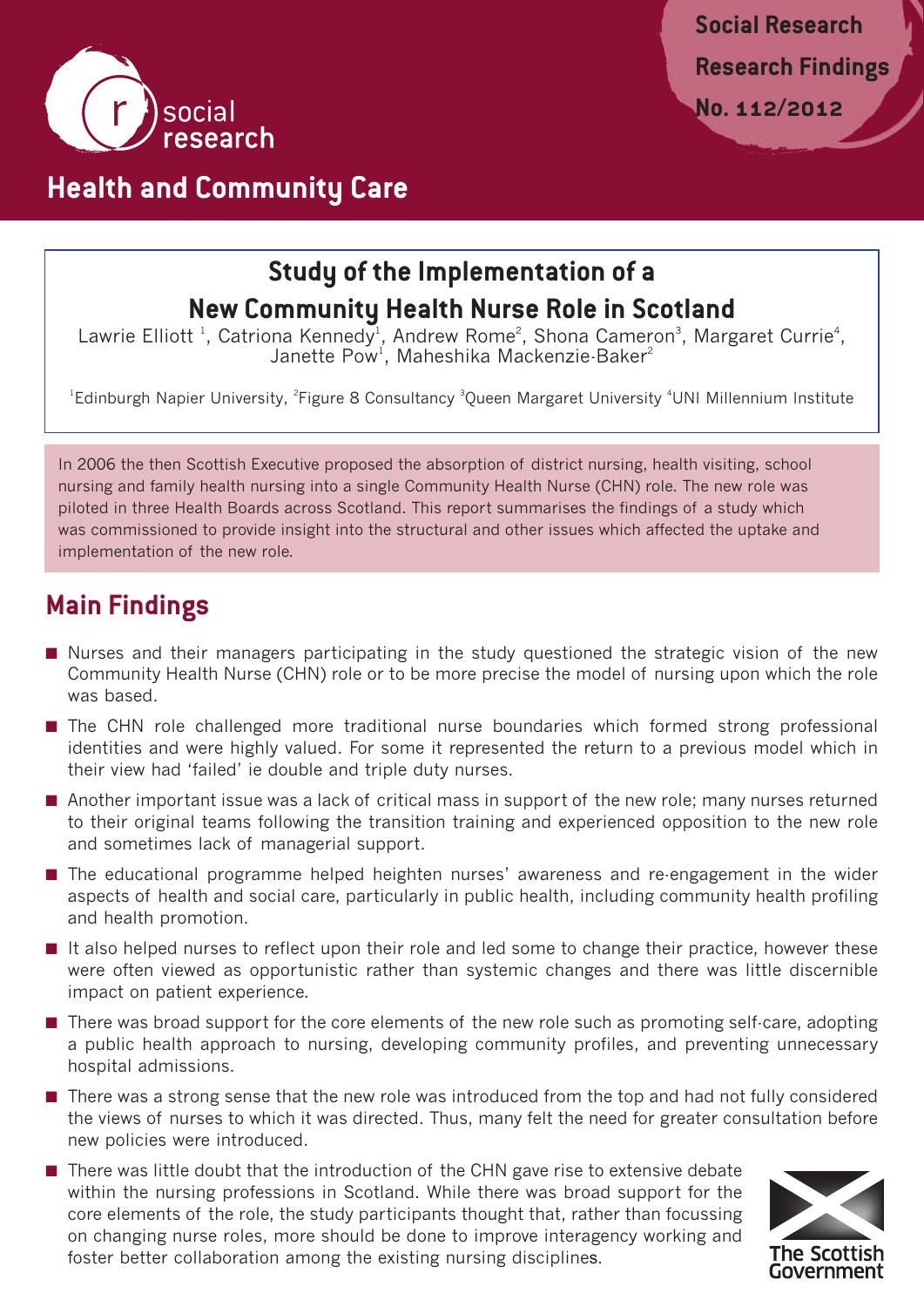Social Research

Research Findings

No. 112/2012

social research

## Health and Community Care

# Study of the Implementation of a New Community Health Nurse Role in Scotland

Lawrie Elliott [1], Catriona Kennedy[1], Andrew Rome[2], Shona Cameron[3], Margaret Currie[4], Janette Pow[1], Maheshika Mackenzie-Baker[2]

[1]Edinburgh Napier University, [2]Figure 8 Consultancy [3]Queen Margaret University [4]UNI Millennium Institute

In 2006 the then Scottish Executive proposed the absorption of district nursing, health visiting, school nursing and family health nursing into a single Community Health Nurse (CHN) role. The new role was piloted in three Health Boards across Scotland. This report summarises the findings of a study which was commissioned to provide insight into the structural and other issues which affected the uptake and implementation of the new role.

## Main Findings

- Nurses and their managers participating in the study questioned the strategic vision of the new Community Health Nurse (CHN) role or to be more precise the model of nursing upon which the role was based.
- The CHN role challenged more traditional nurse boundaries which formed strong professional identities and were highly valued. For some it represented the return to a previous model which in their view had 'failed' ie double and triple duty nurses.
- Another important issue was a lack of critical mass in support of the new role; many nurses returned to their original teams following the transition training and experienced opposition to the new role and sometimes lack of managerial support.
- The educational programme helped heighten nurses' awareness and re-engagement in the wider aspects of health and social care, particularly in public health, including community health profiling and health promotion.
- It also helped nurses to reflect upon their role and led some to change their practice, however these were often viewed as opportunistic rather than systemic changes and there was little discernible impact on patient experience.
- There was broad support for the core elements of the new role such as promoting self-care, adopting a public health approach to nursing, developing community profiles, and preventing unnecessary hospital admissions.
- There was a strong sense that the new role was introduced from the top and had not fully considered the views of nurses to which it was directed. Thus, many felt the need for greater consultation before new policies were introduced.
- There was little doubt that the introduction of the CHN gave rise to extensive debate within the nursing professions in Scotland. While there was broad support for the core elements of the role, the study participants thought that, rather than focussing on changing nurse roles, more should be done to improve interagency working and foster better collaboration among the existing nursing disciplines.

The Scottish Government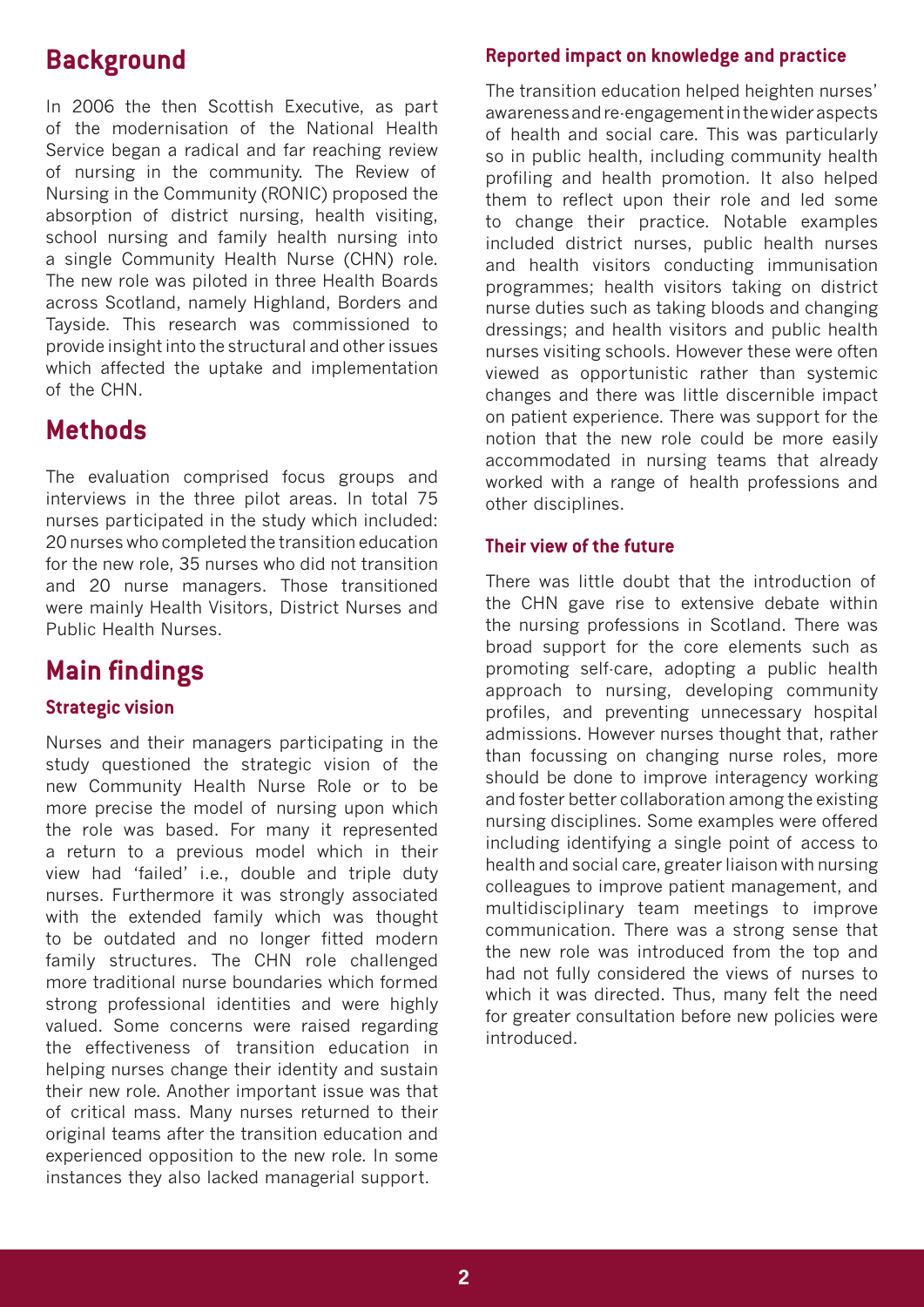## Background

In 2006 the then Scottish Executive, as part of the modernisation of the National Health Service began a radical and far reaching review of nursing in the community. The Review of Nursing in the Community (RONIC) proposed the absorption of district nursing, health visiting, school nursing and family health nursing into a single Community Health Nurse (CHN) role. The new role was piloted in three Health Boards across Scotland, namely Highland, Borders and Tayside. This research was commissioned to provide insight into the structural and other issues which affected the uptake and implementation of the CHN.

## Methods

The evaluation comprised focus groups and interviews in the three pilot areas. In total 75 nurses participated in the study which included: 20 nurses who completed the transition education for the new role, 35 nurses who did not transition and 20 nurse managers. Those transitioned were mainly Health Visitors, District Nurses and Public Health Nurses.

## Main findings

### Strategic vision

Nurses and their managers participating in the study questioned the strategic vision of the new Community Health Nurse Role or to be more precise the model of nursing upon which the role was based. For many it represented a return to a previous model which in their view had 'failed' i.e., double and triple duty nurses. Furthermore it was strongly associated with the extended family which was thought to be outdated and no longer fitted modern family structures. The CHN role challenged more traditional nurse boundaries which formed strong professional identities and were highly valued. Some concerns were raised regarding the effectiveness of transition education in helping nurses change their identity and sustain their new role. Another important issue was that of critical mass. Many nurses returned to their original teams after the transition education and experienced opposition to the new role. In some instances they also lacked managerial support.

### Reported impact on knowledge and practice

The transition education helped heighten nurses' awareness and re-engagement in the wider aspects of health and social care. This was particularly so in public health, including community health profiling and health promotion. It also helped them to reflect upon their role and led some to change their practice. Notable examples included district nurses, public health nurses and health visitors conducting immunisation programmes; health visitors taking on district nurse duties such as taking bloods and changing dressings; and health visitors and public health nurses visiting schools. However these were often viewed as opportunistic rather than systemic changes and there was little discernible impact on patient experience. There was support for the notion that the new role could be more easily accommodated in nursing teams that already worked with a range of health professions and other disciplines.

### Their view of the future

There was little doubt that the introduction of the CHN gave rise to extensive debate within the nursing professions in Scotland. There was broad support for the core elements such as promoting self-care, adopting a public health approach to nursing, developing community profiles, and preventing unnecessary hospital admissions. However nurses thought that, rather than focussing on changing nurse roles, more should be done to improve interagency working and foster better collaboration among the existing nursing disciplines. Some examples were offered including identifying a single point of access to health and social care, greater liaison with nursing colleagues to improve patient management, and multidisciplinary team meetings to improve communication. There was a strong sense that the new role was introduced from the top and had not fully considered the views of nurses to which it was directed. Thus, many felt the need for greater consultation before new policies were introduced.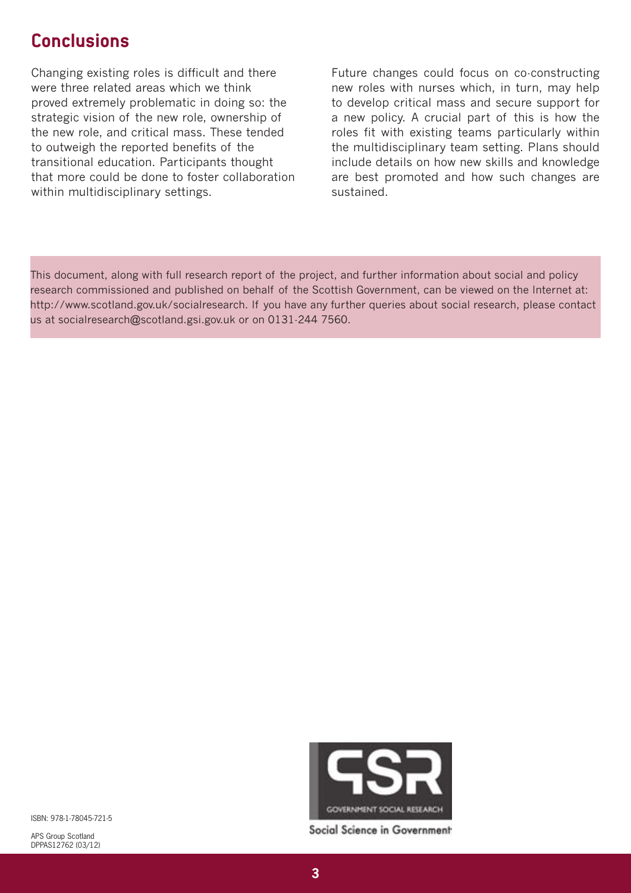## Conclusions

Changing existing roles is difficult and there were three related areas which we think proved extremely problematic in doing so: the strategic vision of the new role, ownership of the new role, and critical mass. These tended to outweigh the reported benefits of the transitional education. Participants thought that more could be done to foster collaboration within multidisciplinary settings.

Future changes could focus on co-constructing new roles with nurses which, in turn, may help to develop critical mass and secure support for a new policy. A crucial part of this is how the roles fit with existing teams particularly within the multidisciplinary team setting. Plans should include details on how new skills and knowledge are best promoted and how such changes are sustained.

This document, along with full research report of the project, and further information about social and policy research commissioned and published on behalf of the Scottish Government, can be viewed on the Internet at: http://www.scotland.gov.uk/socialresearch. If you have any further queries about social research, please contact us at socialresearch@scotland.gsi.gov.uk or on 0131-244 7560.

GSR
GOVERNMENT SOCIAL RESEARCH
Social Science in Government

ISBN: 978-1-78045-721-5

APS Group Scotland
DPPAS12762 (03/12)